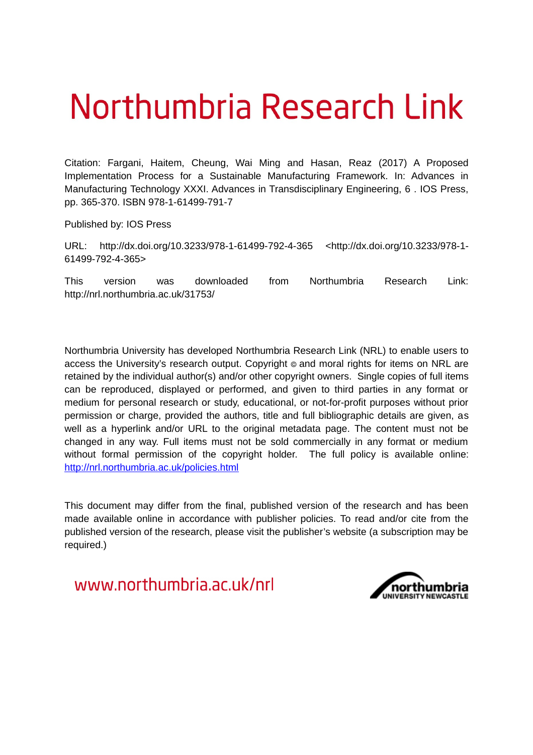# Northumbria Research Link

Citation: Fargani, Haitem, Cheung, Wai Ming and Hasan, Reaz (2017) A Proposed Implementation Process for a Sustainable Manufacturing Framework. In: Advances in Manufacturing Technology XXXI. Advances in Transdisciplinary Engineering, 6 . IOS Press, pp. 365-370. ISBN 978-1-61499-791-7

Published by: IOS Press

URL: http://dx.doi.org/10.3233/978-1-61499-792-4-365 <http://dx.doi.org/10.3233/978-1-61499-792-4-365>

This version was downloaded from Northumbria Research Link: http://nrl.northumbria.ac.uk/31753/

Northumbria University has developed Northumbria Research Link (NRL) to enable users to access the University's research output. Copyright © and moral rights for items on NRL are retained by the individual author(s) and/or other copyright owners. Single copies of full items can be reproduced, displayed or performed, and given to third parties in any format or medium for personal research or study, educational, or not-for-profit purposes without prior permission or charge, provided the authors, title and full bibliographic details are given, as well as a hyperlink and/or URL to the original metadata page. The content must not be changed in any way. Full items must not be sold commercially in any format or medium without formal permission of the copyright holder. The full policy is available online: http://nrl.northumbria.ac.uk/policies.html

This document may differ from the final, published version of the research and has been made available online in accordance with publisher policies. To read and/or cite from the published version of the research, please visit the publisher's website (a subscription may be required.)

www.northumbria.ac.uk/nrl

northumbria UNIVERSITY NEWCASTLE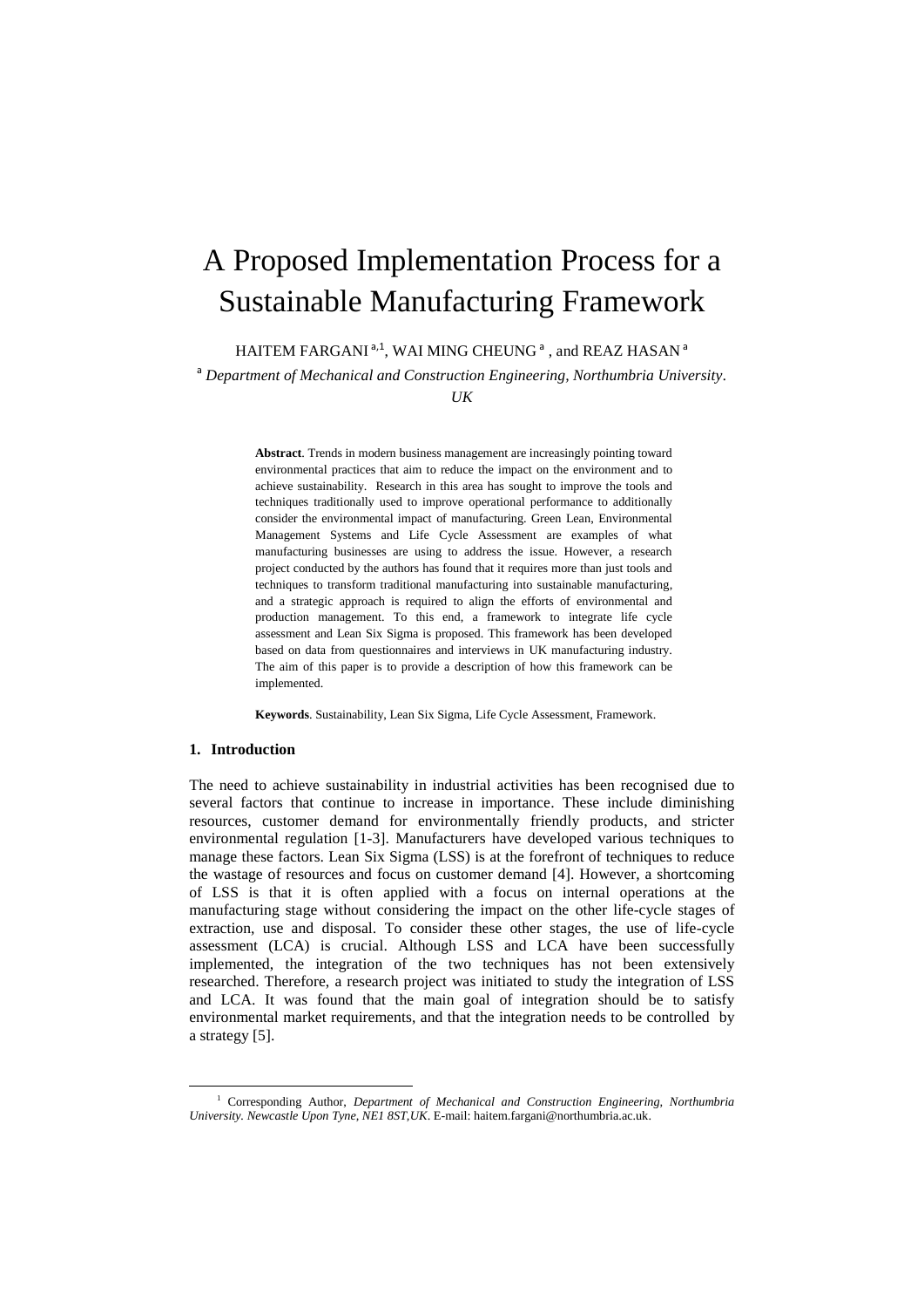# A Proposed Implementation Process for a Sustainable Manufacturing Framework

HAITEM FARGANI [a,1], WAI MING CHEUNG [a] , and REAZ HASAN [a]

[a] *Department of Mechanical and Construction Engineering, Northumbria University. UK*

**Abstract**. Trends in modern business management are increasingly pointing toward environmental practices that aim to reduce the impact on the environment and to achieve sustainability. Research in this area has sought to improve the tools and techniques traditionally used to improve operational performance to additionally consider the environmental impact of manufacturing. Green Lean, Environmental Management Systems and Life Cycle Assessment are examples of what manufacturing businesses are using to address the issue. However, a research project conducted by the authors has found that it requires more than just tools and techniques to transform traditional manufacturing into sustainable manufacturing, and a strategic approach is required to align the efforts of environmental and production management. To this end, a framework to integrate life cycle assessment and Lean Six Sigma is proposed. This framework has been developed based on data from questionnaires and interviews in UK manufacturing industry. The aim of this paper is to provide a description of how this framework can be implemented.

**Keywords**. Sustainability, Lean Six Sigma, Life Cycle Assessment, Framework.

## 1. Introduction

The need to achieve sustainability in industrial activities has been recognised due to several factors that continue to increase in importance. These include diminishing resources, customer demand for environmentally friendly products, and stricter environmental regulation [1-3]. Manufacturers have developed various techniques to manage these factors. Lean Six Sigma (LSS) is at the forefront of techniques to reduce the wastage of resources and focus on customer demand [4]. However, a shortcoming of LSS is that it is often applied with a focus on internal operations at the manufacturing stage without considering the impact on the other life-cycle stages of extraction, use and disposal. To consider these other stages, the use of life-cycle assessment (LCA) is crucial. Although LSS and LCA have been successfully implemented, the integration of the two techniques has not been extensively researched. Therefore, a research project was initiated to study the integration of LSS and LCA. It was found that the main goal of integration should be to satisfy environmental market requirements, and that the integration needs to be controlled by a strategy [5].

[1] Corresponding Author, *Department of Mechanical and Construction Engineering, Northumbria University. Newcastle Upon Tyne, NE1 8ST,UK*. E-mail: haitem.fargani@northumbria.ac.uk.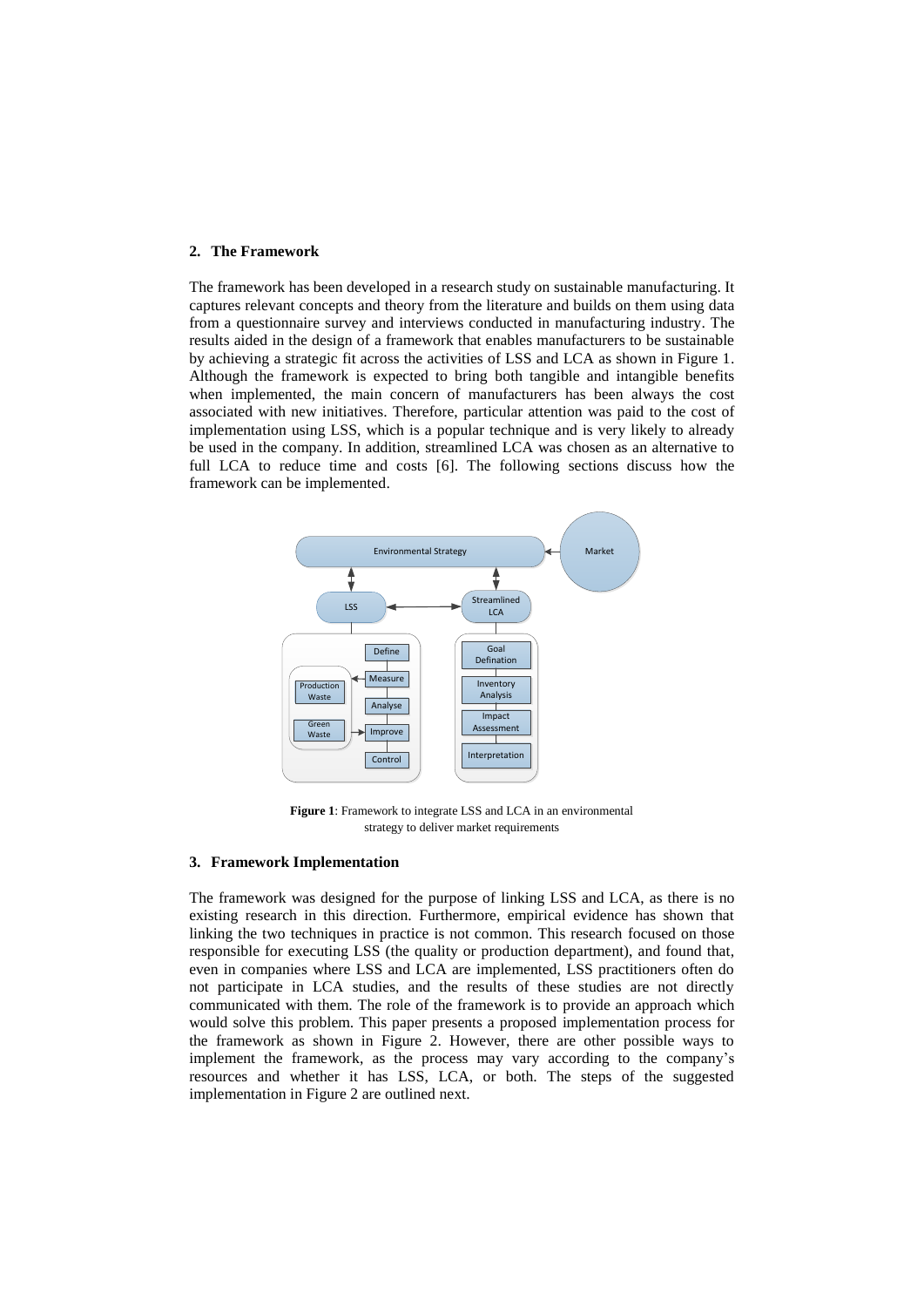## 2. The Framework

The framework has been developed in a research study on sustainable manufacturing. It captures relevant concepts and theory from the literature and builds on them using data from a questionnaire survey and interviews conducted in manufacturing industry. The results aided in the design of a framework that enables manufacturers to be sustainable by achieving a strategic fit across the activities of LSS and LCA as shown in Figure 1. Although the framework is expected to bring both tangible and intangible benefits when implemented, the main concern of manufacturers has been always the cost associated with new initiatives. Therefore, particular attention was paid to the cost of implementation using LSS, which is a popular technique and is very likely to already be used in the company. In addition, streamlined LCA was chosen as an alternative to full LCA to reduce time and costs [6]. The following sections discuss how the framework can be implemented.

**Figure 1**: Framework to integrate LSS and LCA in an environmental strategy to deliver market requirements

## 3. Framework Implementation

The framework was designed for the purpose of linking LSS and LCA, as there is no existing research in this direction. Furthermore, empirical evidence has shown that linking the two techniques in practice is not common. This research focused on those responsible for executing LSS (the quality or production department), and found that, even in companies where LSS and LCA are implemented, LSS practitioners often do not participate in LCA studies, and the results of these studies are not directly communicated with them. The role of the framework is to provide an approach which would solve this problem. This paper presents a proposed implementation process for the framework as shown in Figure 2. However, there are other possible ways to implement the framework, as the process may vary according to the company's resources and whether it has LSS, LCA, or both. The steps of the suggested implementation in Figure 2 are outlined next.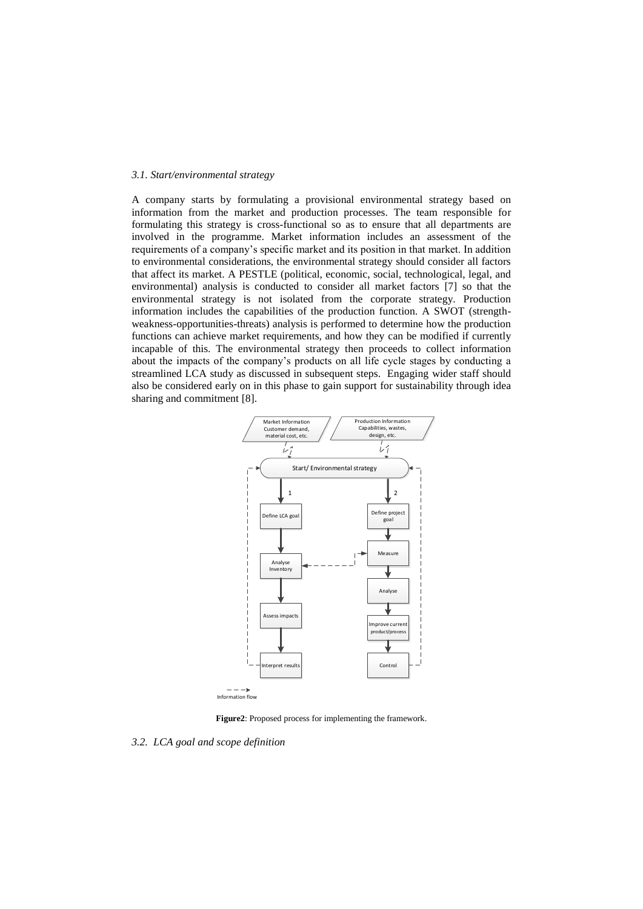### *3.1. Start/environmental strategy*

A company starts by formulating a provisional environmental strategy based on information from the market and production processes. The team responsible for formulating this strategy is cross-functional so as to ensure that all departments are involved in the programme. Market information includes an assessment of the requirements of a company's specific market and its position in that market. In addition to environmental considerations, the environmental strategy should consider all factors that affect its market. A PESTLE (political, economic, social, technological, legal, and environmental) analysis is conducted to consider all market factors [7] so that the environmental strategy is not isolated from the corporate strategy. Production information includes the capabilities of the production function. A SWOT (strength-weakness-opportunities-threats) analysis is performed to determine how the production functions can achieve market requirements, and how they can be modified if currently incapable of this. The environmental strategy then proceeds to collect information about the impacts of the company's products on all life cycle stages by conducting a streamlined LCA study as discussed in subsequent steps. Engaging wider staff should also be considered early on in this phase to gain support for sustainability through idea sharing and commitment [8].

**Figure2**: Proposed process for implementing the framework.

### *3.2. LCA goal and scope definition*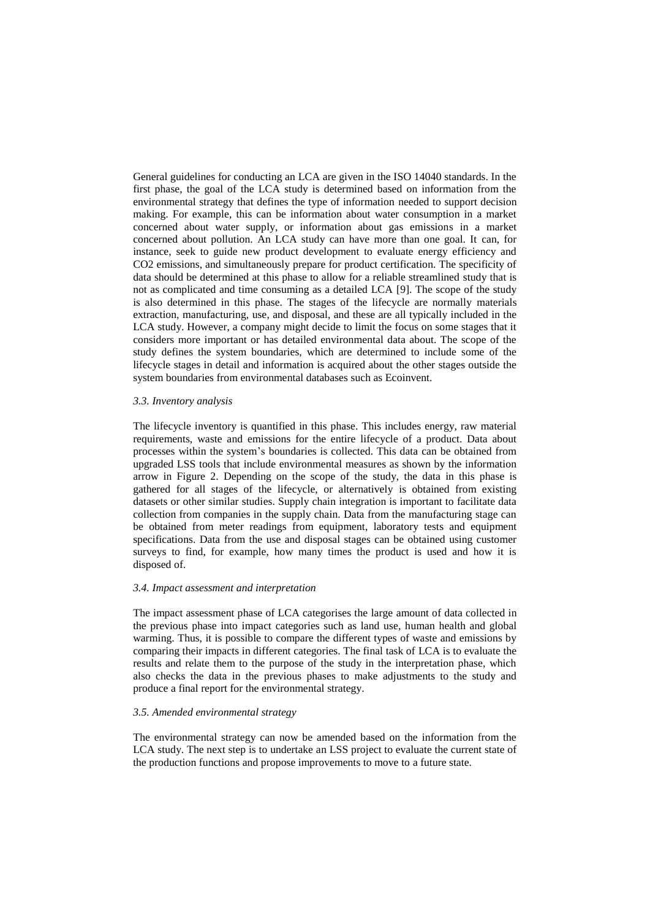General guidelines for conducting an LCA are given in the ISO 14040 standards. In the first phase, the goal of the LCA study is determined based on information from the environmental strategy that defines the type of information needed to support decision making. For example, this can be information about water consumption in a market concerned about water supply, or information about gas emissions in a market concerned about pollution. An LCA study can have more than one goal. It can, for instance, seek to guide new product development to evaluate energy efficiency and $CO_2$ emissions, and simultaneously prepare for product certification. The specificity of data should be determined at this phase to allow for a reliable streamlined study that is not as complicated and time consuming as a detailed LCA [9]. The scope of the study is also determined in this phase. The stages of the lifecycle are normally materials extraction, manufacturing, use, and disposal, and these are all typically included in the LCA study. However, a company might decide to limit the focus on some stages that it considers more important or has detailed environmental data about. The scope of the study defines the system boundaries, which are determined to include some of the lifecycle stages in detail and information is acquired about the other stages outside the system boundaries from environmental databases such as Ecoinvent.

### *3.3. Inventory analysis*

The lifecycle inventory is quantified in this phase. This includes energy, raw material requirements, waste and emissions for the entire lifecycle of a product. Data about processes within the system's boundaries is collected. This data can be obtained from upgraded LSS tools that include environmental measures as shown by the information arrow in Figure 2. Depending on the scope of the study, the data in this phase is gathered for all stages of the lifecycle, or alternatively is obtained from existing datasets or other similar studies. Supply chain integration is important to facilitate data collection from companies in the supply chain. Data from the manufacturing stage can be obtained from meter readings from equipment, laboratory tests and equipment specifications. Data from the use and disposal stages can be obtained using customer surveys to find, for example, how many times the product is used and how it is disposed of.

### *3.4. Impact assessment and interpretation*

The impact assessment phase of LCA categorises the large amount of data collected in the previous phase into impact categories such as land use, human health and global warming. Thus, it is possible to compare the different types of waste and emissions by comparing their impacts in different categories. The final task of LCA is to evaluate the results and relate them to the purpose of the study in the interpretation phase, which also checks the data in the previous phases to make adjustments to the study and produce a final report for the environmental strategy.

### *3.5. Amended environmental strategy*

The environmental strategy can now be amended based on the information from the LCA study. The next step is to undertake an LSS project to evaluate the current state of the production functions and propose improvements to move to a future state.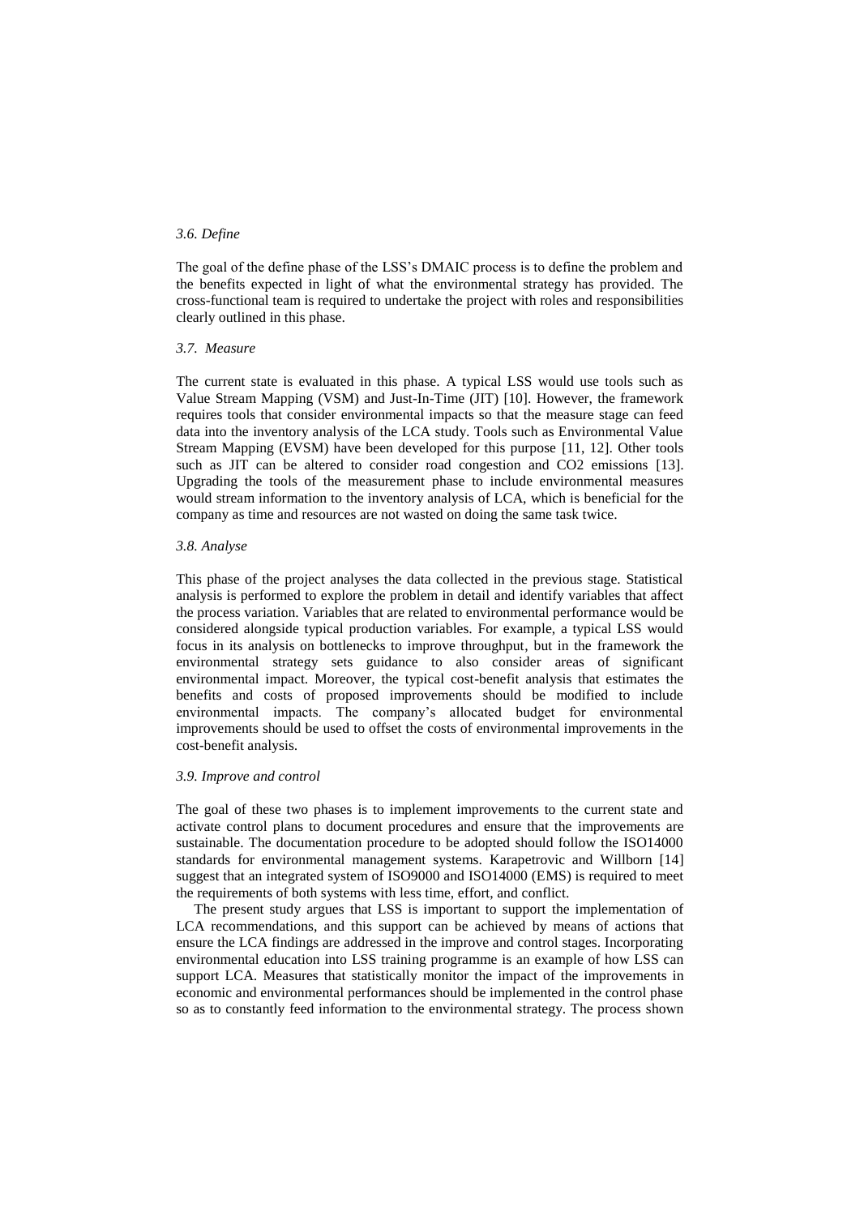### *3.6. Define*

The goal of the define phase of the LSS's DMAIC process is to define the problem and the benefits expected in light of what the environmental strategy has provided. The cross-functional team is required to undertake the project with roles and responsibilities clearly outlined in this phase.

### *3.7. Measure*

The current state is evaluated in this phase. A typical LSS would use tools such as Value Stream Mapping (VSM) and Just-In-Time (JIT) [10]. However, the framework requires tools that consider environmental impacts so that the measure stage can feed data into the inventory analysis of the LCA study. Tools such as Environmental Value Stream Mapping (EVSM) have been developed for this purpose [11, 12]. Other tools such as JIT can be altered to consider road congestion and CO2 emissions [13]. Upgrading the tools of the measurement phase to include environmental measures would stream information to the inventory analysis of LCA, which is beneficial for the company as time and resources are not wasted on doing the same task twice.

### *3.8. Analyse*

This phase of the project analyses the data collected in the previous stage. Statistical analysis is performed to explore the problem in detail and identify variables that affect the process variation. Variables that are related to environmental performance would be considered alongside typical production variables. For example, a typical LSS would focus in its analysis on bottlenecks to improve throughput, but in the framework the environmental strategy sets guidance to also consider areas of significant environmental impact. Moreover, the typical cost-benefit analysis that estimates the benefits and costs of proposed improvements should be modified to include environmental impacts. The company's allocated budget for environmental improvements should be used to offset the costs of environmental improvements in the cost-benefit analysis.

### *3.9. Improve and control*

The goal of these two phases is to implement improvements to the current state and activate control plans to document procedures and ensure that the improvements are sustainable. The documentation procedure to be adopted should follow the ISO14000 standards for environmental management systems. Karapetrovic and Willborn [14] suggest that an integrated system of ISO9000 and ISO14000 (EMS) is required to meet the requirements of both systems with less time, effort, and conflict.

The present study argues that LSS is important to support the implementation of LCA recommendations, and this support can be achieved by means of actions that ensure the LCA findings are addressed in the improve and control stages. Incorporating environmental education into LSS training programme is an example of how LSS can support LCA. Measures that statistically monitor the impact of the improvements in economic and environmental performances should be implemented in the control phase so as to constantly feed information to the environmental strategy. The process shown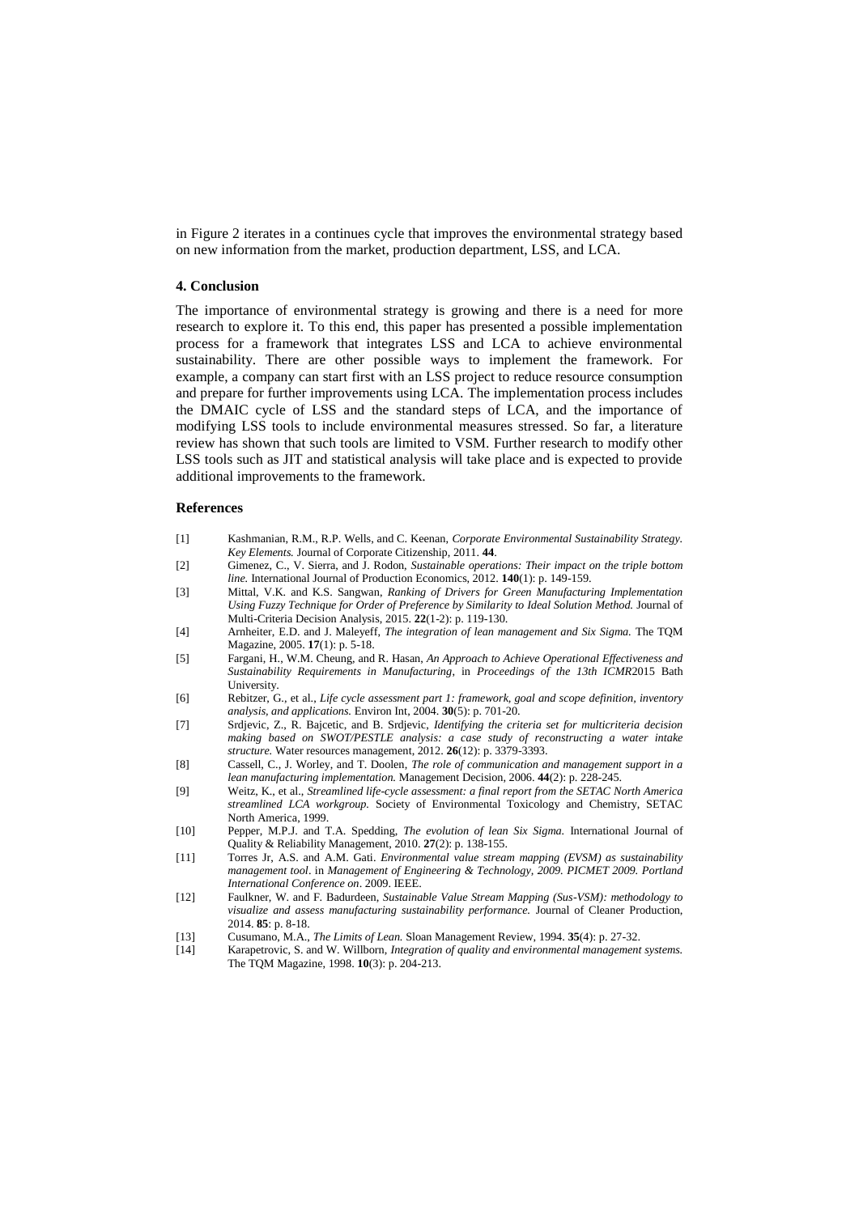in Figure 2 iterates in a continues cycle that improves the environmental strategy based on new information from the market, production department, LSS, and LCA.

## 4. Conclusion

The importance of environmental strategy is growing and there is a need for more research to explore it. To this end, this paper has presented a possible implementation process for a framework that integrates LSS and LCA to achieve environmental sustainability. There are other possible ways to implement the framework. For example, a company can start first with an LSS project to reduce resource consumption and prepare for further improvements using LCA. The implementation process includes the DMAIC cycle of LSS and the standard steps of LCA, and the importance of modifying LSS tools to include environmental measures stressed. So far, a literature review has shown that such tools are limited to VSM. Further research to modify other LSS tools such as JIT and statistical analysis will take place and is expected to provide additional improvements to the framework.

## References

[1] Kashmanian, R.M., R.P. Wells, and C. Keenan, *Corporate Environmental Sustainability Strategy. Key Elements.* Journal of Corporate Citizenship, 2011. **44**.

[2] Gimenez, C., V. Sierra, and J. Rodon, *Sustainable operations: Their impact on the triple bottom line.* International Journal of Production Economics, 2012. **140**(1): p. 149-159.

[3] Mittal, V.K. and K.S. Sangwan, *Ranking of Drivers for Green Manufacturing Implementation Using Fuzzy Technique for Order of Preference by Similarity to Ideal Solution Method.* Journal of Multi-Criteria Decision Analysis, 2015. **22**(1-2): p. 119-130.

[4] Arnheiter, E.D. and J. Maleyeff, *The integration of lean management and Six Sigma.* The TQM Magazine, 2005. **17**(1): p. 5-18.

[5] Fargani, H., W.M. Cheung, and R. Hasan, *An Approach to Achieve Operational Effectiveness and Sustainability Requirements in Manufacturing*, in *Proceedings of the 13th ICMR*2015 Bath University.

[6] Rebitzer, G., et al., *Life cycle assessment part 1: framework, goal and scope definition, inventory analysis, and applications.* Environ Int, 2004. **30**(5): p. 701-20.

[7] Srdjevic, Z., R. Bajcetic, and B. Srdjevic, *Identifying the criteria set for multicriteria decision making based on SWOT/PESTLE analysis: a case study of reconstructing a water intake structure.* Water resources management, 2012. **26**(12): p. 3379-3393.

[8] Cassell, C., J. Worley, and T. Doolen, *The role of communication and management support in a lean manufacturing implementation.* Management Decision, 2006. **44**(2): p. 228-245.

[9] Weitz, K., et al., *Streamlined life-cycle assessment: a final report from the SETAC North America streamlined LCA workgroup.* Society of Environmental Toxicology and Chemistry, SETAC North America, 1999.

[10] Pepper, M.P.J. and T.A. Spedding, *The evolution of lean Six Sigma.* International Journal of Quality & Reliability Management, 2010. **27**(2): p. 138-155.

[11] Torres Jr, A.S. and A.M. Gati. *Environmental value stream mapping (EVSM) as sustainability management tool*. in *Management of Engineering & Technology, 2009. PICMET 2009. Portland International Conference on*. 2009. IEEE.

[12] Faulkner, W. and F. Badurdeen, *Sustainable Value Stream Mapping (Sus-VSM): methodology to visualize and assess manufacturing sustainability performance.* Journal of Cleaner Production, 2014. **85**: p. 8-18.

[13] Cusumano, M.A., *The Limits of Lean.* Sloan Management Review, 1994. **35**(4): p. 27-32.

[14] Karapetrovic, S. and W. Willborn, *Integration of quality and environmental management systems.* The TQM Magazine, 1998. **10**(3): p. 204-213.